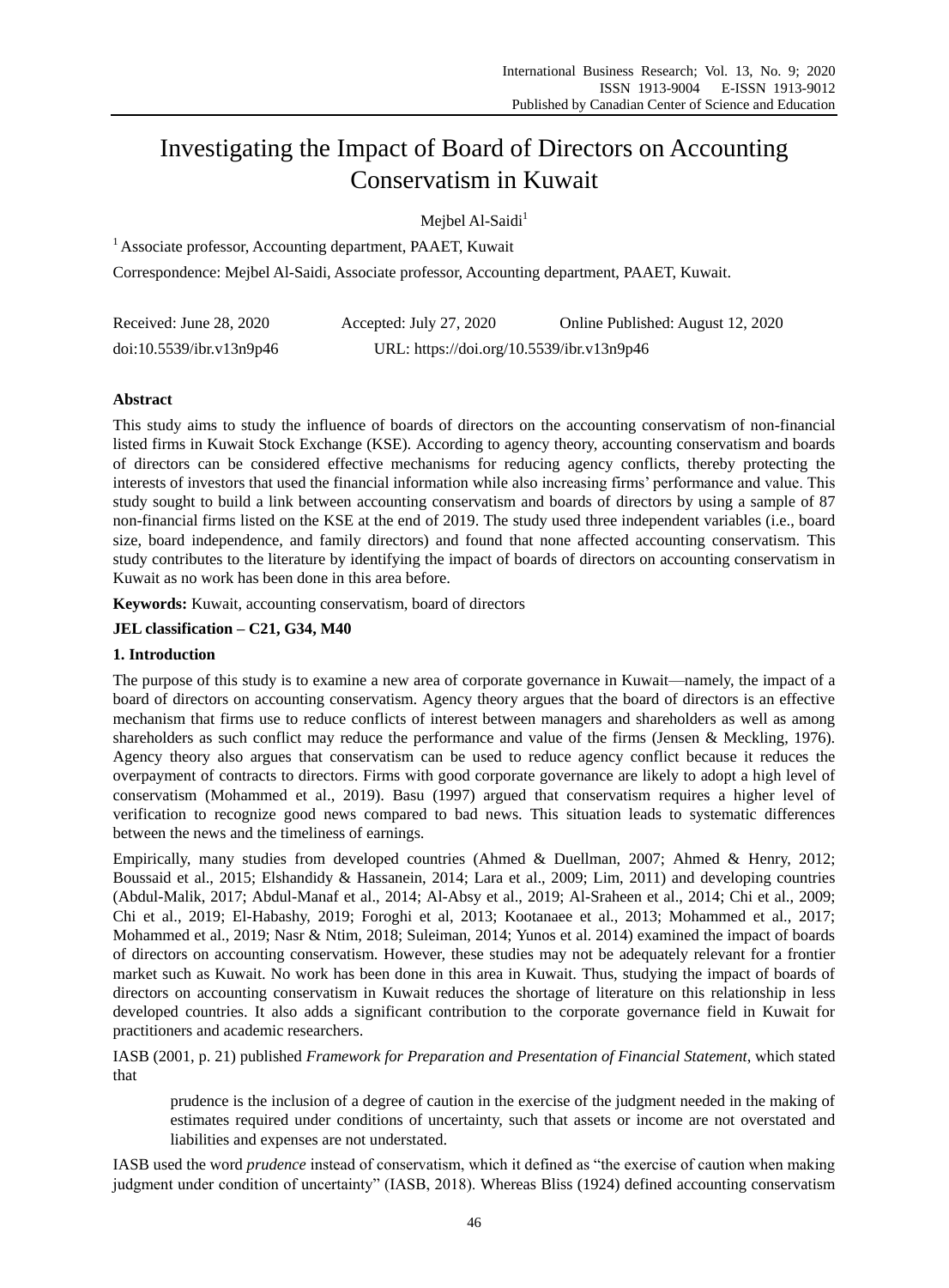# Investigating the Impact of Board of Directors on Accounting Conservatism in Kuwait

Mejbel Al-Saidi[1]

[1] Associate professor, Accounting department, PAAET, Kuwait

Correspondence: Mejbel Al-Saidi, Associate professor, Accounting department, PAAET, Kuwait.

Received: June 28, 2020 Accepted: July 27, 2020 Online Published: August 12, 2020

doi:10.5539/ibr.v13n9p46 URL: https://doi.org/10.5539/ibr.v13n9p46

## Abstract

This study aims to study the influence of boards of directors on the accounting conservatism of non-financial listed firms in Kuwait Stock Exchange (KSE). According to agency theory, accounting conservatism and boards of directors can be considered effective mechanisms for reducing agency conflicts, thereby protecting the interests of investors that used the financial information while also increasing firms' performance and value. This study sought to build a link between accounting conservatism and boards of directors by using a sample of 87 non-financial firms listed on the KSE at the end of 2019. The study used three independent variables (i.e., board size, board independence, and family directors) and found that none affected accounting conservatism. This study contributes to the literature by identifying the impact of boards of directors on accounting conservatism in Kuwait as no work has been done in this area before.

**Keywords:** Kuwait, accounting conservatism, board of directors

**JEL classification – C21, G34, M40**

## 1. Introduction

The purpose of this study is to examine a new area of corporate governance in Kuwait—namely, the impact of a board of directors on accounting conservatism. Agency theory argues that the board of directors is an effective mechanism that firms use to reduce conflicts of interest between managers and shareholders as well as among shareholders as such conflict may reduce the performance and value of the firms (Jensen & Meckling, 1976). Agency theory also argues that conservatism can be used to reduce agency conflict because it reduces the overpayment of contracts to directors. Firms with good corporate governance are likely to adopt a high level of conservatism (Mohammed et al., 2019). Basu (1997) argued that conservatism requires a higher level of verification to recognize good news compared to bad news. This situation leads to systematic differences between the news and the timeliness of earnings.

Empirically, many studies from developed countries (Ahmed & Duellman, 2007; Ahmed & Henry, 2012; Boussaid et al., 2015; Elshandidy & Hassanein, 2014; Lara et al., 2009; Lim, 2011) and developing countries (Abdul-Malik, 2017; Abdul-Manaf et al., 2014; Al-Absy et al., 2019; Al-Sraheen et al., 2014; Chi et al., 2009; Chi et al., 2019; El-Habashy, 2019; Foroghi et al, 2013; Kootanaee et al., 2013; Mohammed et al., 2017; Mohammed et al., 2019; Nasr & Ntim, 2018; Suleiman, 2014; Yunos et al. 2014) examined the impact of boards of directors on accounting conservatism. However, these studies may not be adequately relevant for a frontier market such as Kuwait. No work has been done in this area in Kuwait. Thus, studying the impact of boards of directors on accounting conservatism in Kuwait reduces the shortage of literature on this relationship in less developed countries. It also adds a significant contribution to the corporate governance field in Kuwait for practitioners and academic researchers.

IASB (2001, p. 21) published *Framework for Preparation and Presentation of Financial Statement*, which stated that

> prudence is the inclusion of a degree of caution in the exercise of the judgment needed in the making of estimates required under conditions of uncertainty, such that assets or income are not overstated and liabilities and expenses are not understated.

IASB used the word *prudence* instead of conservatism, which it defined as "the exercise of caution when making judgment under condition of uncertainty" (IASB, 2018). Whereas Bliss (1924) defined accounting conservatism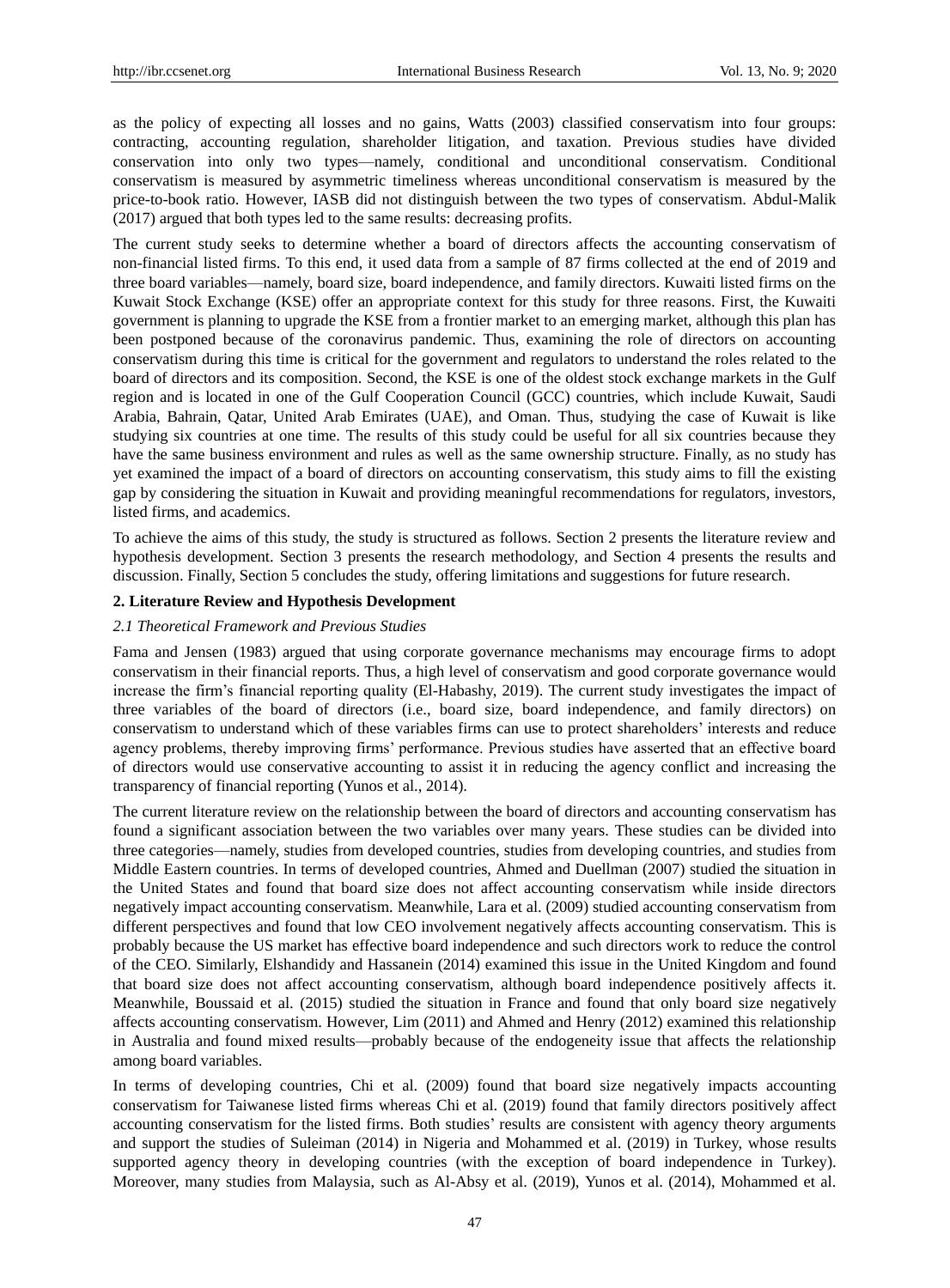as the policy of expecting all losses and no gains, Watts (2003) classified conservatism into four groups: contracting, accounting regulation, shareholder litigation, and taxation. Previous studies have divided conservation into only two types—namely, conditional and unconditional conservatism. Conditional conservatism is measured by asymmetric timeliness whereas unconditional conservatism is measured by the price-to-book ratio. However, IASB did not distinguish between the two types of conservatism. Abdul-Malik (2017) argued that both types led to the same results: decreasing profits.

The current study seeks to determine whether a board of directors affects the accounting conservatism of non-financial listed firms. To this end, it used data from a sample of 87 firms collected at the end of 2019 and three board variables—namely, board size, board independence, and family directors. Kuwaiti listed firms on the Kuwait Stock Exchange (KSE) offer an appropriate context for this study for three reasons. First, the Kuwaiti government is planning to upgrade the KSE from a frontier market to an emerging market, although this plan has been postponed because of the coronavirus pandemic. Thus, examining the role of directors on accounting conservatism during this time is critical for the government and regulators to understand the roles related to the board of directors and its composition. Second, the KSE is one of the oldest stock exchange markets in the Gulf region and is located in one of the Gulf Cooperation Council (GCC) countries, which include Kuwait, Saudi Arabia, Bahrain, Qatar, United Arab Emirates (UAE), and Oman. Thus, studying the case of Kuwait is like studying six countries at one time. The results of this study could be useful for all six countries because they have the same business environment and rules as well as the same ownership structure. Finally, as no study has yet examined the impact of a board of directors on accounting conservatism, this study aims to fill the existing gap by considering the situation in Kuwait and providing meaningful recommendations for regulators, investors, listed firms, and academics.

To achieve the aims of this study, the study is structured as follows. Section 2 presents the literature review and hypothesis development. Section 3 presents the research methodology, and Section 4 presents the results and discussion. Finally, Section 5 concludes the study, offering limitations and suggestions for future research.

## 2. Literature Review and Hypothesis Development

### *2.1 Theoretical Framework and Previous Studies*

Fama and Jensen (1983) argued that using corporate governance mechanisms may encourage firms to adopt conservatism in their financial reports. Thus, a high level of conservatism and good corporate governance would increase the firm's financial reporting quality (El-Habashy, 2019). The current study investigates the impact of three variables of the board of directors (i.e., board size, board independence, and family directors) on conservatism to understand which of these variables firms can use to protect shareholders' interests and reduce agency problems, thereby improving firms' performance. Previous studies have asserted that an effective board of directors would use conservative accounting to assist it in reducing the agency conflict and increasing the transparency of financial reporting (Yunos et al., 2014).

The current literature review on the relationship between the board of directors and accounting conservatism has found a significant association between the two variables over many years. These studies can be divided into three categories—namely, studies from developed countries, studies from developing countries, and studies from Middle Eastern countries. In terms of developed countries, Ahmed and Duellman (2007) studied the situation in the United States and found that board size does not affect accounting conservatism while inside directors negatively impact accounting conservatism. Meanwhile, Lara et al. (2009) studied accounting conservatism from different perspectives and found that low CEO involvement negatively affects accounting conservatism. This is probably because the US market has effective board independence and such directors work to reduce the control of the CEO. Similarly, Elshandidy and Hassanein (2014) examined this issue in the United Kingdom and found that board size does not affect accounting conservatism, although board independence positively affects it. Meanwhile, Boussaid et al. (2015) studied the situation in France and found that only board size negatively affects accounting conservatism. However, Lim (2011) and Ahmed and Henry (2012) examined this relationship in Australia and found mixed results—probably because of the endogeneity issue that affects the relationship among board variables.

In terms of developing countries, Chi et al. (2009) found that board size negatively impacts accounting conservatism for Taiwanese listed firms whereas Chi et al. (2019) found that family directors positively affect accounting conservatism for the listed firms. Both studies' results are consistent with agency theory arguments and support the studies of Suleiman (2014) in Nigeria and Mohammed et al. (2019) in Turkey, whose results supported agency theory in developing countries (with the exception of board independence in Turkey). Moreover, many studies from Malaysia, such as Al-Absy et al. (2019), Yunos et al. (2014), Mohammed et al.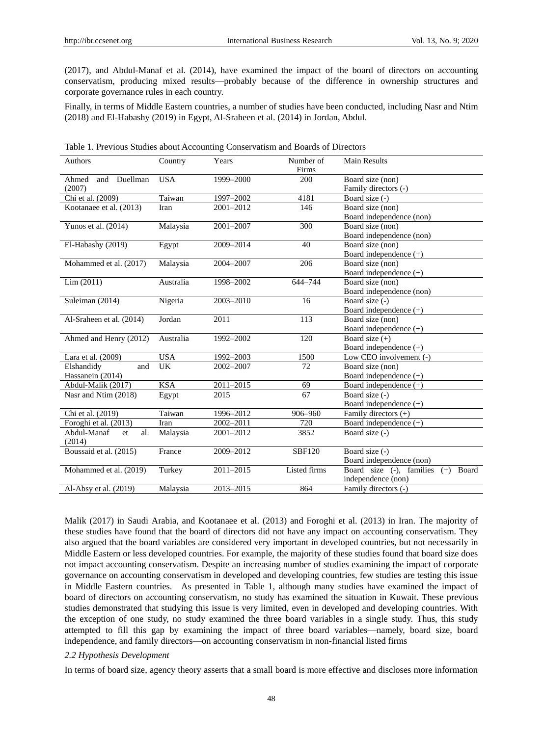(2017), and Abdul-Manaf et al. (2014), have examined the impact of the board of directors on accounting conservatism, producing mixed results—probably because of the difference in ownership structures and corporate governance rules in each country.

Finally, in terms of Middle Eastern countries, a number of studies have been conducted, including Nasr and Ntim (2018) and El-Habashy (2019) in Egypt, Al-Sraheen et al. (2014) in Jordan, Abdul.

Table 1. Previous Studies about Accounting Conservatism and Boards of Directors

| Authors | Country | Years | Number of Firms | Main Results |
|---|---|---|---|---|
| Ahmed and Duellman (2007) | USA | 1999–2000 | 200 | Board size (non)<br>Family directors (-) |
| Chi et al. (2009) | Taiwan | 1997–2002 | 4181 | Board size (-) |
| Kootanaee et al. (2013) | Iran | 2001–2012 | 146 | Board size (non)<br>Board independence (non) |
| Yunos et al. (2014) | Malaysia | 2001–2007 | 300 | Board size (non)<br>Board independence (non) |
| El-Habashy (2019) | Egypt | 2009–2014 | 40 | Board size (non)<br>Board independence (+) |
| Mohammed et al. (2017) | Malaysia | 2004–2007 | 206 | Board size (non)<br>Board independence (+) |
| Lim (2011) | Australia | 1998–2002 | 644–744 | Board size (non)<br>Board independence (non) |
| Suleiman (2014) | Nigeria | 2003–2010 | 16 | Board size (-)<br>Board independence (+) |
| Al-Sraheen et al. (2014) | Jordan | 2011 | 113 | Board size (non)<br>Board independence (+) |
| Ahmed and Henry (2012) | Australia | 1992–2002 | 120 | Board size (+)<br>Board independence (+) |
| Lara et al. (2009) | USA | 1992–2003 | 1500 | Low CEO involvement (-) |
| Elshandidy and Hassanein (2014) | UK | 2002–2007 | 72 | Board size (non)<br>Board independence (+) |
| Abdul-Malik (2017) | KSA | 2011–2015 | 69 | Board independence (+) |
| Nasr and Ntim (2018) | Egypt | 2015 | 67 | Board size (-)<br>Board independence (+) |
| Chi et al. (2019) | Taiwan | 1996–2012 | 906–960 | Family directors (+) |
| Foroghi et al. (2013) | Iran | 2002–2011 | 720 | Board independence (+) |
| Abdul-Manaf et al. (2014) | Malaysia | 2001–2012 | 3852 | Board size (-) |
| Boussaid et al. (2015) | France | 2009–2012 | SBF120 | Board size (-)<br>Board independence (non) |
| Mohammed et al. (2019) | Turkey | 2011–2015 | Listed firms | Board size (-), families (+) Board independence (non) |
| Al-Absy et al. (2019) | Malaysia | 2013–2015 | 864 | Family directors (-) |

Malik (2017) in Saudi Arabia, and Kootanaee et al. (2013) and Foroghi et al. (2013) in Iran. The majority of these studies have found that the board of directors did not have any impact on accounting conservatism. They also argued that the board variables are considered very important in developed countries, but not necessarily in Middle Eastern or less developed countries. For example, the majority of these studies found that board size does not impact accounting conservatism. Despite an increasing number of studies examining the impact of corporate governance on accounting conservatism in developed and developing countries, few studies are testing this issue in Middle Eastern countries. As presented in Table 1, although many studies have examined the impact of board of directors on accounting conservatism, no study has examined the situation in Kuwait. These previous studies demonstrated that studying this issue is very limited, even in developed and developing countries. With the exception of one study, no study examined the three board variables in a single study. Thus, this study attempted to fill this gap by examining the impact of three board variables—namely, board size, board independence, and family directors—on accounting conservatism in non-financial listed firms

### *2.2 Hypothesis Development*

In terms of board size, agency theory asserts that a small board is more effective and discloses more information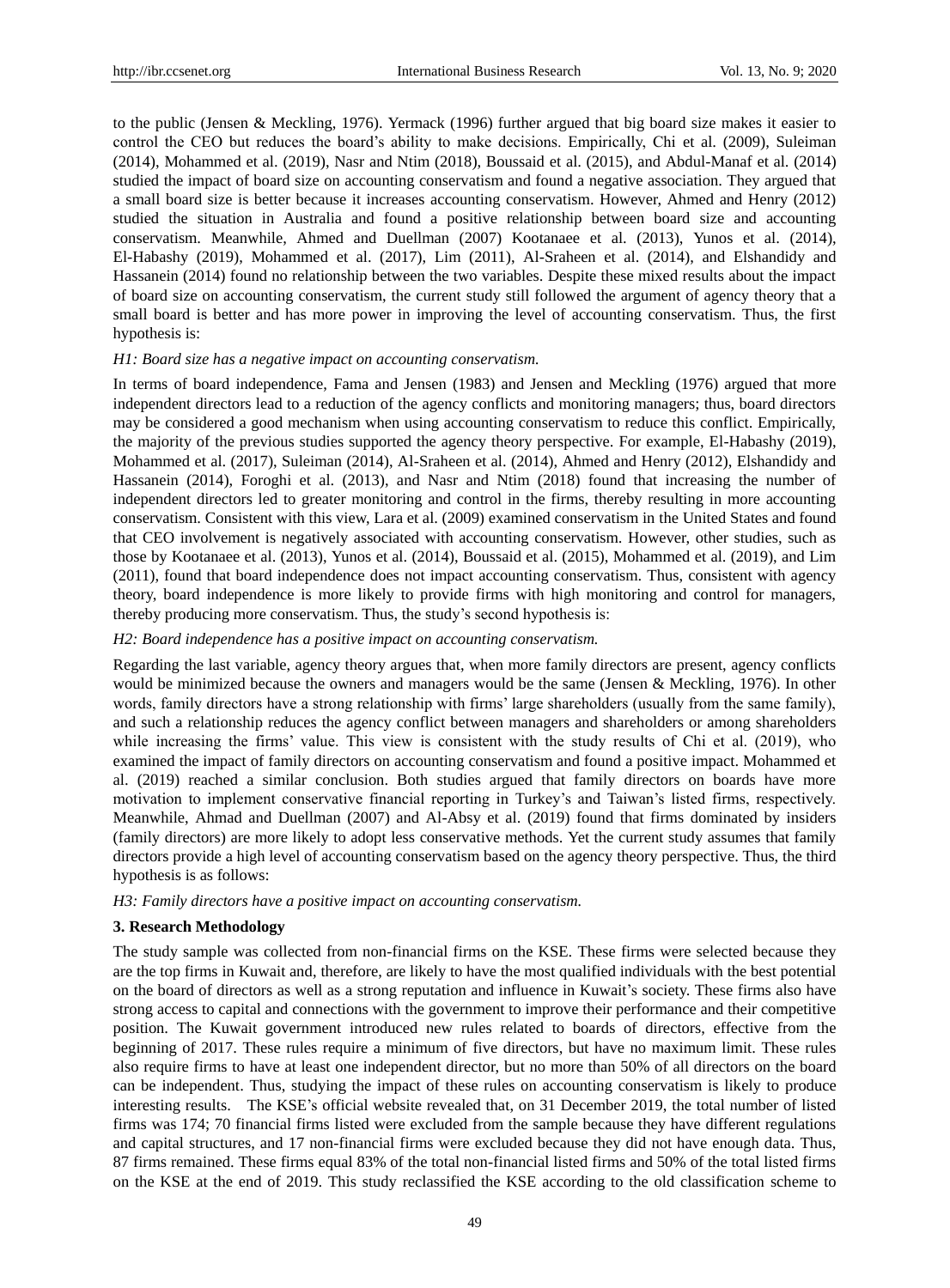to the public (Jensen & Meckling, 1976). Yermack (1996) further argued that big board size makes it easier to control the CEO but reduces the board's ability to make decisions. Empirically, Chi et al. (2009), Suleiman (2014), Mohammed et al. (2019), Nasr and Ntim (2018), Boussaid et al. (2015), and Abdul-Manaf et al. (2014) studied the impact of board size on accounting conservatism and found a negative association. They argued that a small board size is better because it increases accounting conservatism. However, Ahmed and Henry (2012) studied the situation in Australia and found a positive relationship between board size and accounting conservatism. Meanwhile, Ahmed and Duellman (2007) Kootanaee et al. (2013), Yunos et al. (2014), El-Habashy (2019), Mohammed et al. (2017), Lim (2011), Al-Sraheen et al. (2014), and Elshandidy and Hassanein (2014) found no relationship between the two variables. Despite these mixed results about the impact of board size on accounting conservatism, the current study still followed the argument of agency theory that a small board is better and has more power in improving the level of accounting conservatism. Thus, the first hypothesis is:

*H1: Board size has a negative impact on accounting conservatism.*

In terms of board independence, Fama and Jensen (1983) and Jensen and Meckling (1976) argued that more independent directors lead to a reduction of the agency conflicts and monitoring managers; thus, board directors may be considered a good mechanism when using accounting conservatism to reduce this conflict. Empirically, the majority of the previous studies supported the agency theory perspective. For example, El-Habashy (2019), Mohammed et al. (2017), Suleiman (2014), Al-Sraheen et al. (2014), Ahmed and Henry (2012), Elshandidy and Hassanein (2014), Foroghi et al. (2013), and Nasr and Ntim (2018) found that increasing the number of independent directors led to greater monitoring and control in the firms, thereby resulting in more accounting conservatism. Consistent with this view, Lara et al. (2009) examined conservatism in the United States and found that CEO involvement is negatively associated with accounting conservatism. However, other studies, such as those by Kootanaee et al. (2013), Yunos et al. (2014), Boussaid et al. (2015), Mohammed et al. (2019), and Lim (2011), found that board independence does not impact accounting conservatism. Thus, consistent with agency theory, board independence is more likely to provide firms with high monitoring and control for managers, thereby producing more conservatism. Thus, the study's second hypothesis is:

*H2: Board independence has a positive impact on accounting conservatism.*

Regarding the last variable, agency theory argues that, when more family directors are present, agency conflicts would be minimized because the owners and managers would be the same (Jensen & Meckling, 1976). In other words, family directors have a strong relationship with firms' large shareholders (usually from the same family), and such a relationship reduces the agency conflict between managers and shareholders or among shareholders while increasing the firms' value. This view is consistent with the study results of Chi et al. (2019), who examined the impact of family directors on accounting conservatism and found a positive impact. Mohammed et al. (2019) reached a similar conclusion. Both studies argued that family directors on boards have more motivation to implement conservative financial reporting in Turkey's and Taiwan's listed firms, respectively. Meanwhile, Ahmad and Duellman (2007) and Al-Absy et al. (2019) found that firms dominated by insiders (family directors) are more likely to adopt less conservative methods. Yet the current study assumes that family directors provide a high level of accounting conservatism based on the agency theory perspective. Thus, the third hypothesis is as follows:

*H3: Family directors have a positive impact on accounting conservatism.*

## 3. Research Methodology

The study sample was collected from non-financial firms on the KSE. These firms were selected because they are the top firms in Kuwait and, therefore, are likely to have the most qualified individuals with the best potential on the board of directors as well as a strong reputation and influence in Kuwait's society. These firms also have strong access to capital and connections with the government to improve their performance and their competitive position. The Kuwait government introduced new rules related to boards of directors, effective from the beginning of 2017. These rules require a minimum of five directors, but have no maximum limit. These rules also require firms to have at least one independent director, but no more than 50% of all directors on the board can be independent. Thus, studying the impact of these rules on accounting conservatism is likely to produce interesting results. The KSE's official website revealed that, on 31 December 2019, the total number of listed firms was 174; 70 financial firms listed were excluded from the sample because they have different regulations and capital structures, and 17 non-financial firms were excluded because they did not have enough data. Thus, 87 firms remained. These firms equal 83% of the total non-financial listed firms and 50% of the total listed firms on the KSE at the end of 2019. This study reclassified the KSE according to the old classification scheme to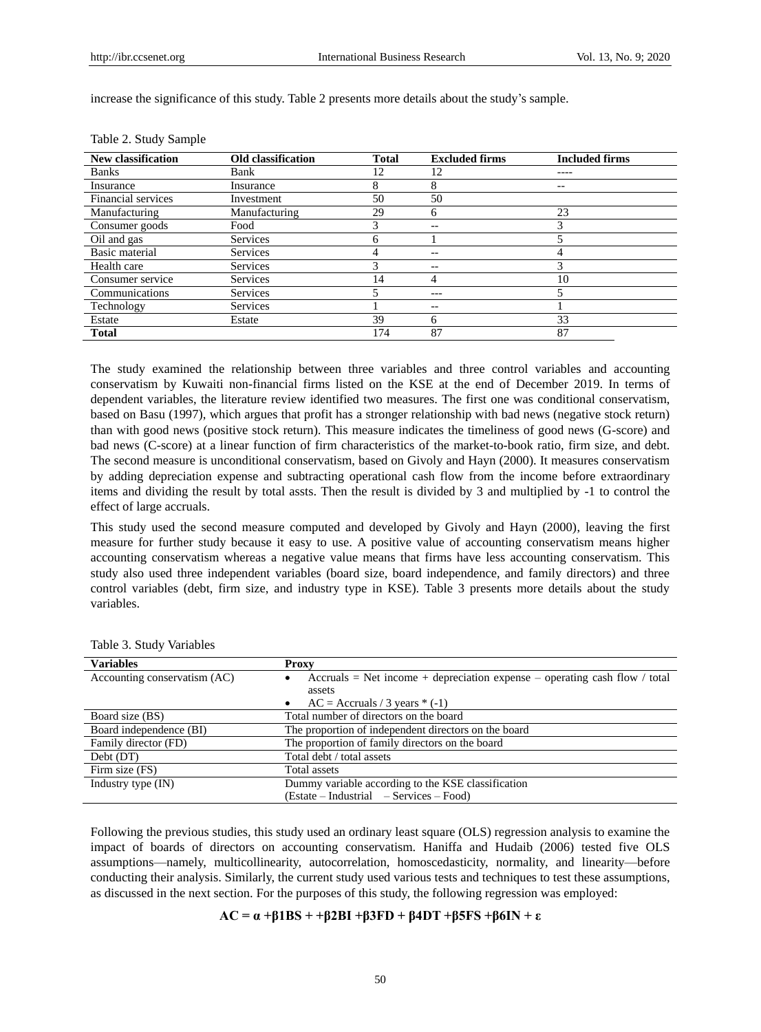increase the significance of this study. Table 2 presents more details about the study's sample.

Table 2. Study Sample

| New classification | Old classification | Total | Excluded firms | Included firms |
|---|---|---|---|---|
| Banks | Bank | 12 | 12 | ---- |
| Insurance | Insurance | 8 | 8 | -- |
| Financial services | Investment | 50 | 50 | |
| Manufacturing | Manufacturing | 29 | 6 | 23 |
| Consumer goods | Food | 3 | -- | 3 |
| Oil and gas | Services | 6 | 1 | 5 |
| Basic material | Services | 4 | -- | 4 |
| Health care | Services | 3 | -- | 3 |
| Consumer service | Services | 14 | 4 | 10 |
| Communications | Services | 5 | --- | 5 |
| Technology | Services | 1 | -- | 1 |
| Estate | Estate | 39 | 6 | 33 |
| **Total** | | 174 | 87 | 87 |

The study examined the relationship between three variables and three control variables and accounting conservatism by Kuwaiti non-financial firms listed on the KSE at the end of December 2019. In terms of dependent variables, the literature review identified two measures. The first one was conditional conservatism, based on Basu (1997), which argues that profit has a stronger relationship with bad news (negative stock return) than with good news (positive stock return). This measure indicates the timeliness of good news (G-score) and bad news (C-score) at a linear function of firm characteristics of the market-to-book ratio, firm size, and debt. The second measure is unconditional conservatism, based on Givoly and Hayn (2000). It measures conservatism by adding depreciation expense and subtracting operational cash flow from the income before extraordinary items and dividing the result by total assts. Then the result is divided by 3 and multiplied by -1 to control the effect of large accruals.

This study used the second measure computed and developed by Givoly and Hayn (2000), leaving the first measure for further study because it easy to use. A positive value of accounting conservatism means higher accounting conservatism whereas a negative value means that firms have less accounting conservatism. This study also used three independent variables (board size, board independence, and family directors) and three control variables (debt, firm size, and industry type in KSE). Table 3 presents more details about the study variables.

Table 3. Study Variables

| Variables | Proxy |
|---|---|
| Accounting conservatism (AC) | • Accruals = Net income + depreciation expense – operating cash flow / total assets <br> • AC = Accruals / 3 years * (-1) |
| Board size (BS) | Total number of directors on the board |
| Board independence (BI) | The proportion of independent directors on the board |
| Family director (FD) | The proportion of family directors on the board |
| Debt (DT) | Total debt / total assets |
| Firm size (FS) | Total assets |
| Industry type (IN) | Dummy variable according to the KSE classification <br> (Estate – Industrial – Services – Food) |

Following the previous studies, this study used an ordinary least square (OLS) regression analysis to examine the impact of boards of directors on accounting conservatism. Haniffa and Hudaib (2006) tested five OLS assumptions—namely, multicollinearity, autocorrelation, homoscedasticity, normality, and linearity—before conducting their analysis. Similarly, the current study used various tests and techniques to test these assumptions, as discussed in the next section. For the purposes of this study, the following regression was employed:

$$AC = \alpha + \beta 1BS + + \beta 2BI + \beta 3FD + \beta 4DT + \beta 5FS + \beta 6IN + \varepsilon$$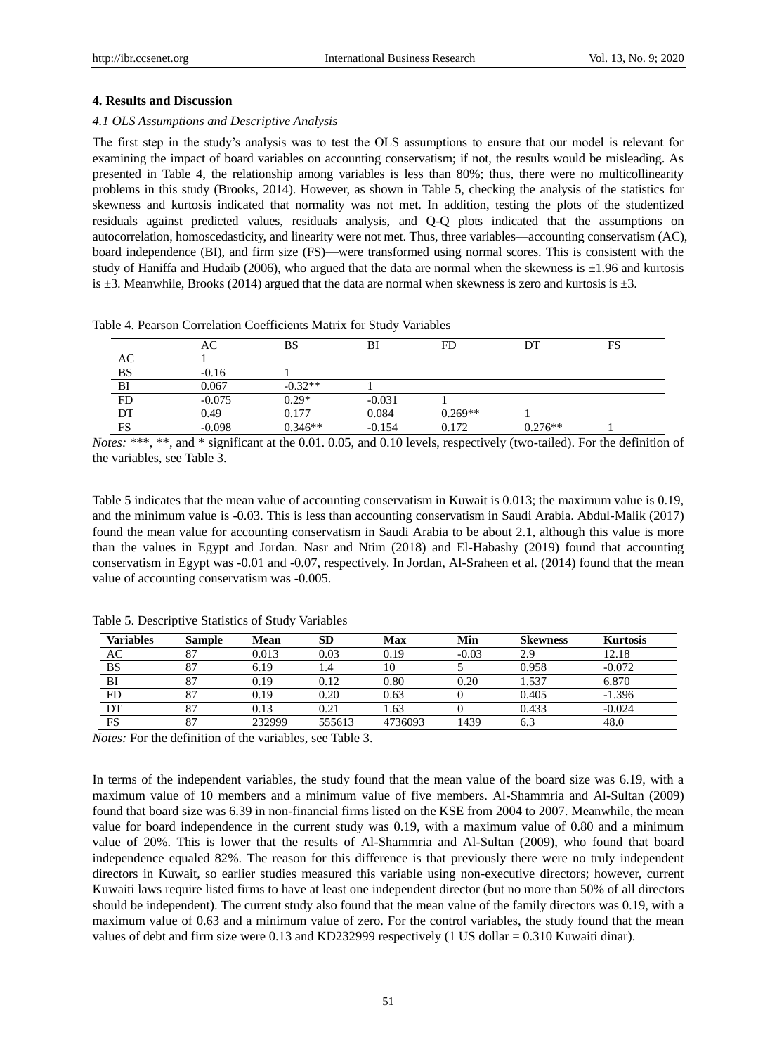## 4. Results and Discussion

### *4.1 OLS Assumptions and Descriptive Analysis*

The first step in the study's analysis was to test the OLS assumptions to ensure that our model is relevant for examining the impact of board variables on accounting conservatism; if not, the results would be misleading. As presented in Table 4, the relationship among variables is less than 80%; thus, there were no multicollinearity problems in this study (Brooks, 2014). However, as shown in Table 5, checking the analysis of the statistics for skewness and kurtosis indicated that normality was not met. In addition, testing the plots of the studentized residuals against predicted values, residuals analysis, and Q-Q plots indicated that the assumptions on autocorrelation, homoscedasticity, and linearity were not met. Thus, three variables—accounting conservatism (AC), board independence (BI), and firm size (FS)—were transformed using normal scores. This is consistent with the study of Haniffa and Hudaib (2006), who argued that the data are normal when the skewness is ±1.96 and kurtosis is ±3. Meanwhile, Brooks (2014) argued that the data are normal when skewness is zero and kurtosis is ±3.

Table 4. Pearson Correlation Coefficients Matrix for Study Variables

| | AC | BS | BI | FD | DT | FS |
|---|---|---|---|---|---|---|
| AC | 1 | | | | | |
| BS | -0.16 | 1 | | | | |
| BI | 0.067 | -0.32** | 1 | | | |
| FD | -0.075 | 0.29* | -0.031 | 1 | | |
| DT | 0.49 | 0.177 | 0.084 | 0.269** | 1 | |
| FS | -0.098 | 0.346** | -0.154 | 0.172 | 0.276** | 1 |

*Notes:* ***, **, and * significant at the 0.01. 0.05, and 0.10 levels, respectively (two-tailed). For the definition of the variables, see Table 3.

Table 5 indicates that the mean value of accounting conservatism in Kuwait is 0.013; the maximum value is 0.19, and the minimum value is -0.03. This is less than accounting conservatism in Saudi Arabia. Abdul-Malik (2017) found the mean value for accounting conservatism in Saudi Arabia to be about 2.1, although this value is more than the values in Egypt and Jordan. Nasr and Ntim (2018) and El-Habashy (2019) found that accounting conservatism in Egypt was -0.01 and -0.07, respectively. In Jordan, Al-Sraheen et al. (2014) found that the mean value of accounting conservatism was -0.005.

Table 5. Descriptive Statistics of Study Variables

| **Variables** | **Sample** | **Mean** | **SD** | **Max** | **Min** | **Skewness** | **Kurtosis** |
|---|---|---|---|---|---|---|---|
| AC | 87 | 0.013 | 0.03 | 0.19 | -0.03 | 2.9 | 12.18 |
| BS | 87 | 6.19 | 1.4 | 10 | 5 | 0.958 | -0.072 |
| BI | 87 | 0.19 | 0.12 | 0.80 | 0.20 | 1.537 | 6.870 |
| FD | 87 | 0.19 | 0.20 | 0.63 | 0 | 0.405 | -1.396 |
| DT | 87 | 0.13 | 0.21 | 1.63 | 0 | 0.433 | -0.024 |
| FS | 87 | 232999 | 555613 | 4736093 | 1439 | 6.3 | 48.0 |

*Notes:* For the definition of the variables, see Table 3.

In terms of the independent variables, the study found that the mean value of the board size was 6.19, with a maximum value of 10 members and a minimum value of five members. Al-Shammria and Al-Sultan (2009) found that board size was 6.39 in non-financial firms listed on the KSE from 2004 to 2007. Meanwhile, the mean value for board independence in the current study was 0.19, with a maximum value of 0.80 and a minimum value of 20%. This is lower that the results of Al-Shammria and Al-Sultan (2009), who found that board independence equaled 82%. The reason for this difference is that previously there were no truly independent directors in Kuwait, so earlier studies measured this variable using non-executive directors; however, current Kuwaiti laws require listed firms to have at least one independent director (but no more than 50% of all directors should be independent). The current study also found that the mean value of the family directors was 0.19, with a maximum value of 0.63 and a minimum value of zero. For the control variables, the study found that the mean values of debt and firm size were 0.13 and KD232999 respectively (1 US dollar = 0.310 Kuwaiti dinar).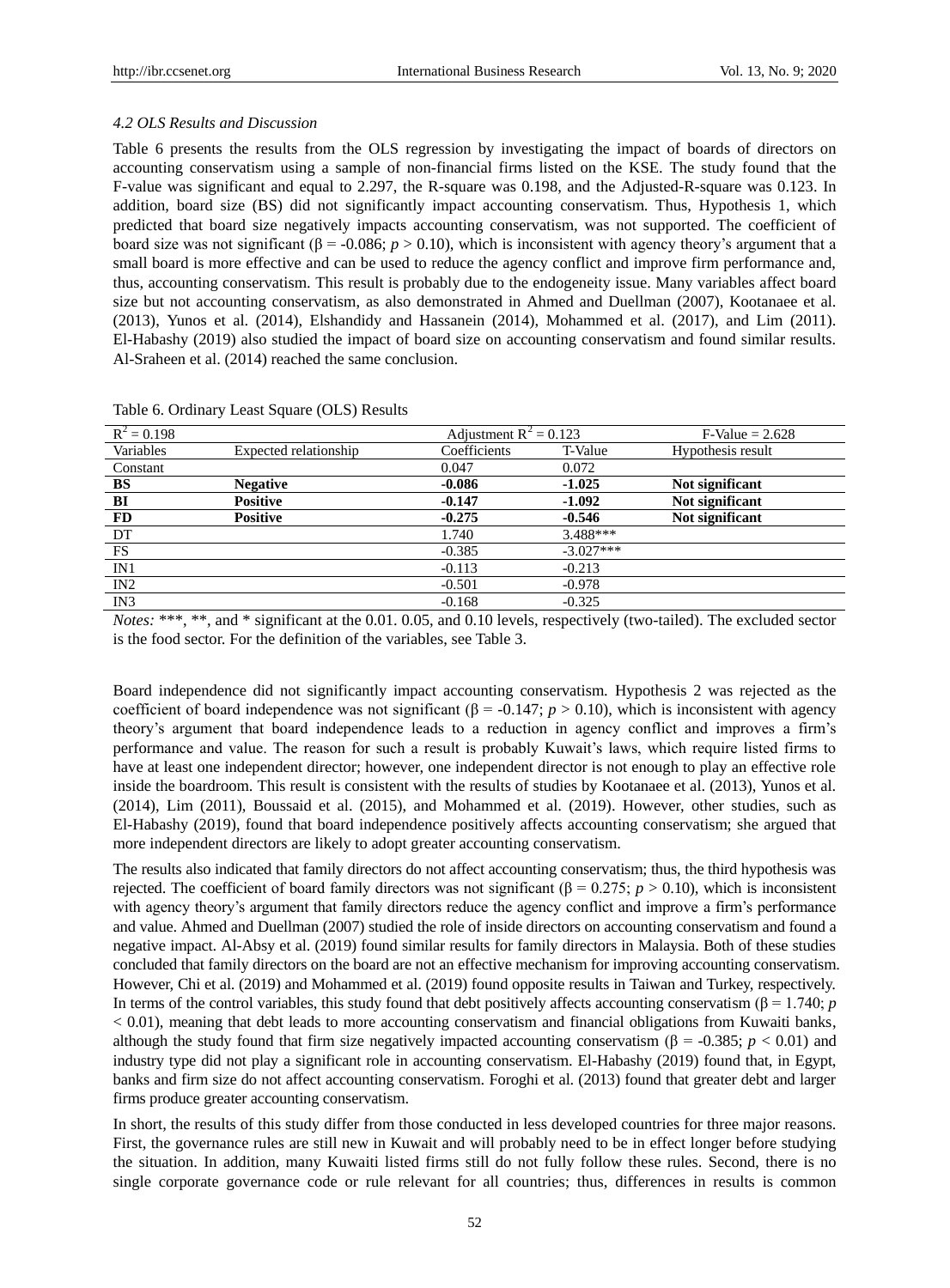*4.2 OLS Results and Discussion*

Table 6 presents the results from the OLS regression by investigating the impact of boards of directors on accounting conservatism using a sample of non-financial firms listed on the KSE. The study found that the F-value was significant and equal to 2.297, the R-square was 0.198, and the Adjusted-R-square was 0.123. In addition, board size (BS) did not significantly impact accounting conservatism. Thus, Hypothesis 1, which predicted that board size negatively impacts accounting conservatism, was not supported. The coefficient of board size was not significant (β = -0.086; $p > 0.10$), which is inconsistent with agency theory's argument that a small board is more effective and can be used to reduce the agency conflict and improve firm performance and, thus, accounting conservatism. This result is probably due to the endogeneity issue. Many variables affect board size but not accounting conservatism, as also demonstrated in Ahmed and Duellman (2007), Kootanaee et al. (2013), Yunos et al. (2014), Elshandidy and Hassanein (2014), Mohammed et al. (2017), and Lim (2011). El-Habashy (2019) also studied the impact of board size on accounting conservatism and found similar results. Al-Sraheen et al. (2014) reached the same conclusion.

Table 6. Ordinary Least Square (OLS) Results

| $R^2 = 0.198$ | | Adjustment $R^2 = 0.123$ | | F-Value = 2.628 |
|---|---|---|---|---|
| Variables | Expected relationship | Coefficients | T-Value | Hypothesis result |
| Constant | | 0.047 | 0.072 | |
| **BS** | **Negative** | **-0.086** | **-1.025** | **Not significant** |
| **BI** | **Positive** | **-0.147** | **-1.092** | **Not significant** |
| **FD** | **Positive** | **-0.275** | **-0.546** | **Not significant** |
| DT | | 1.740 | 3.488*** | |
| FS | | -0.385 | -3.027*** | |
| IN1 | | -0.113 | -0.213 | |
| IN2 | | -0.501 | -0.978 | |
| IN3 | | -0.168 | -0.325 | |

*Notes:* ***, **, and * significant at the 0.01. 0.05, and 0.10 levels, respectively (two-tailed). The excluded sector is the food sector. For the definition of the variables, see Table 3.

Board independence did not significantly impact accounting conservatism. Hypothesis 2 was rejected as the coefficient of board independence was not significant (β = -0.147; $p > 0.10$), which is inconsistent with agency theory's argument that board independence leads to a reduction in agency conflict and improves a firm's performance and value. The reason for such a result is probably Kuwait's laws, which require listed firms to have at least one independent director; however, one independent director is not enough to play an effective role inside the boardroom. This result is consistent with the results of studies by Kootanaee et al. (2013), Yunos et al. (2014), Lim (2011), Boussaid et al. (2015), and Mohammed et al. (2019). However, other studies, such as El-Habashy (2019), found that board independence positively affects accounting conservatism; she argued that more independent directors are likely to adopt greater accounting conservatism.

The results also indicated that family directors do not affect accounting conservatism; thus, the third hypothesis was rejected. The coefficient of board family directors was not significant (β = 0.275; $p > 0.10$), which is inconsistent with agency theory's argument that family directors reduce the agency conflict and improve a firm's performance and value. Ahmed and Duellman (2007) studied the role of inside directors on accounting conservatism and found a negative impact. Al-Absy et al. (2019) found similar results for family directors in Malaysia. Both of these studies concluded that family directors on the board are not an effective mechanism for improving accounting conservatism. However, Chi et al. (2019) and Mohammed et al. (2019) found opposite results in Taiwan and Turkey, respectively. In terms of the control variables, this study found that debt positively affects accounting conservatism (β = 1.740; $p < 0.01$), meaning that debt leads to more accounting conservatism and financial obligations from Kuwaiti banks, although the study found that firm size negatively impacted accounting conservatism (β = -0.385; $p < 0.01$) and industry type did not play a significant role in accounting conservatism. El-Habashy (2019) found that, in Egypt, banks and firm size do not affect accounting conservatism. Foroghi et al. (2013) found that greater debt and larger firms produce greater accounting conservatism.

In short, the results of this study differ from those conducted in less developed countries for three major reasons. First, the governance rules are still new in Kuwait and will probably need to be in effect longer before studying the situation. In addition, many Kuwaiti listed firms still do not fully follow these rules. Second, there is no single corporate governance code or rule relevant for all countries; thus, differences in results is common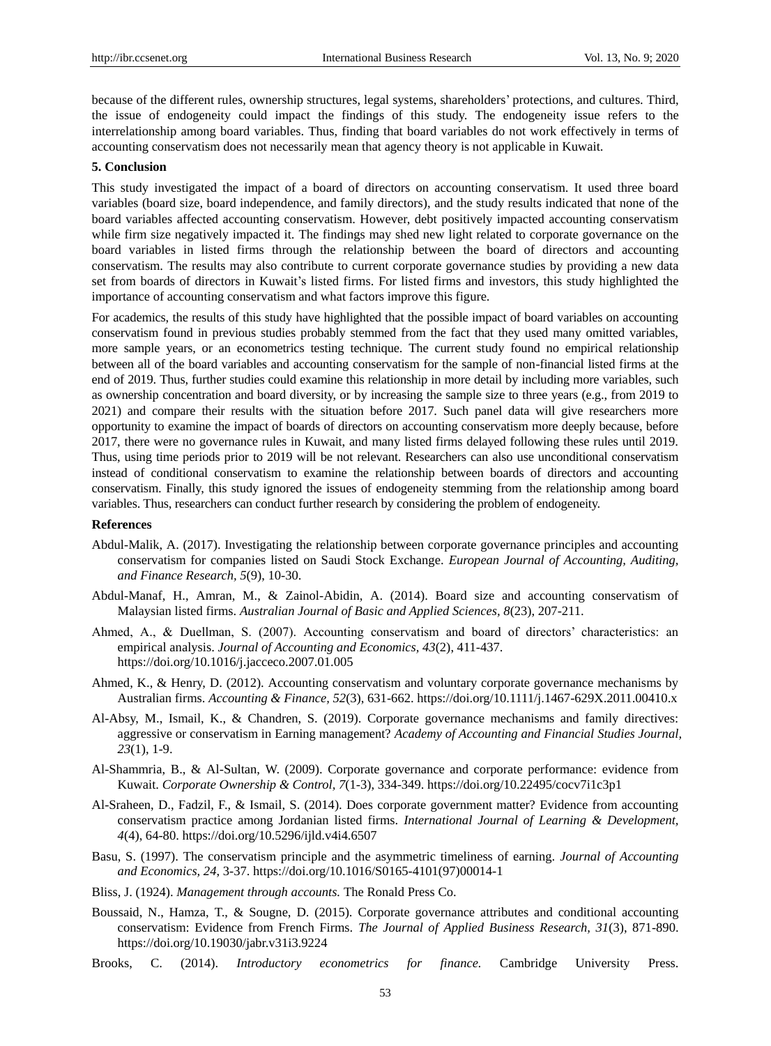because of the different rules, ownership structures, legal systems, shareholders' protections, and cultures. Third, the issue of endogeneity could impact the findings of this study. The endogeneity issue refers to the interrelationship among board variables. Thus, finding that board variables do not work effectively in terms of accounting conservatism does not necessarily mean that agency theory is not applicable in Kuwait.

## 5. Conclusion

This study investigated the impact of a board of directors on accounting conservatism. It used three board variables (board size, board independence, and family directors), and the study results indicated that none of the board variables affected accounting conservatism. However, debt positively impacted accounting conservatism while firm size negatively impacted it. The findings may shed new light related to corporate governance on the board variables in listed firms through the relationship between the board of directors and accounting conservatism. The results may also contribute to current corporate governance studies by providing a new data set from boards of directors in Kuwait's listed firms. For listed firms and investors, this study highlighted the importance of accounting conservatism and what factors improve this figure.

For academics, the results of this study have highlighted that the possible impact of board variables on accounting conservatism found in previous studies probably stemmed from the fact that they used many omitted variables, more sample years, or an econometrics testing technique. The current study found no empirical relationship between all of the board variables and accounting conservatism for the sample of non-financial listed firms at the end of 2019. Thus, further studies could examine this relationship in more detail by including more variables, such as ownership concentration and board diversity, or by increasing the sample size to three years (e.g., from 2019 to 2021) and compare their results with the situation before 2017. Such panel data will give researchers more opportunity to examine the impact of boards of directors on accounting conservatism more deeply because, before 2017, there were no governance rules in Kuwait, and many listed firms delayed following these rules until 2019. Thus, using time periods prior to 2019 will be not relevant. Researchers can also use unconditional conservatism instead of conditional conservatism to examine the relationship between boards of directors and accounting conservatism. Finally, this study ignored the issues of endogeneity stemming from the relationship among board variables. Thus, researchers can conduct further research by considering the problem of endogeneity.

## References

Abdul-Malik, A. (2017). Investigating the relationship between corporate governance principles and accounting conservatism for companies listed on Saudi Stock Exchange. *European Journal of Accounting, Auditing, and Finance Research, 5*(9), 10-30.

Abdul-Manaf, H., Amran, M., & Zainol-Abidin, A. (2014). Board size and accounting conservatism of Malaysian listed firms. *Australian Journal of Basic and Applied Sciences, 8*(23), 207-211.

Ahmed, A., & Duellman, S. (2007). Accounting conservatism and board of directors' characteristics: an empirical analysis. *Journal of Accounting and Economics, 43*(2), 411-437. https://doi.org/10.1016/j.jacceco.2007.01.005

Ahmed, K., & Henry, D. (2012). Accounting conservatism and voluntary corporate governance mechanisms by Australian firms. *Accounting & Finance, 52*(3), 631-662. https://doi.org/10.1111/j.1467-629X.2011.00410.x

Al-Absy, M., Ismail, K., & Chandren, S. (2019). Corporate governance mechanisms and family directives: aggressive or conservatism in Earning management? *Academy of Accounting and Financial Studies Journal, 23*(1), 1-9.

Al-Shammria, B., & Al-Sultan, W. (2009). Corporate governance and corporate performance: evidence from Kuwait. *Corporate Ownership & Control, 7*(1-3), 334-349. https://doi.org/10.22495/cocv7i1c3p1

Al-Sraheen, D., Fadzil, F., & Ismail, S. (2014). Does corporate government matter? Evidence from accounting conservatism practice among Jordanian listed firms. *International Journal of Learning & Development, 4*(4), 64-80. https://doi.org/10.5296/ijld.v4i4.6507

Basu, S. (1997). The conservatism principle and the asymmetric timeliness of earning. *Journal of Accounting and Economics, 24*, 3-37. https://doi.org/10.1016/S0165-4101(97)00014-1

Bliss, J. (1924). *Management through accounts.* The Ronald Press Co.

Boussaid, N., Hamza, T., & Sougne, D. (2015). Corporate governance attributes and conditional accounting conservatism: Evidence from French Firms. *The Journal of Applied Business Research, 31*(3), 871-890. https://doi.org/10.19030/jabr.v31i3.9224

Brooks, C. (2014). *Introductory econometrics for finance.* Cambridge University Press.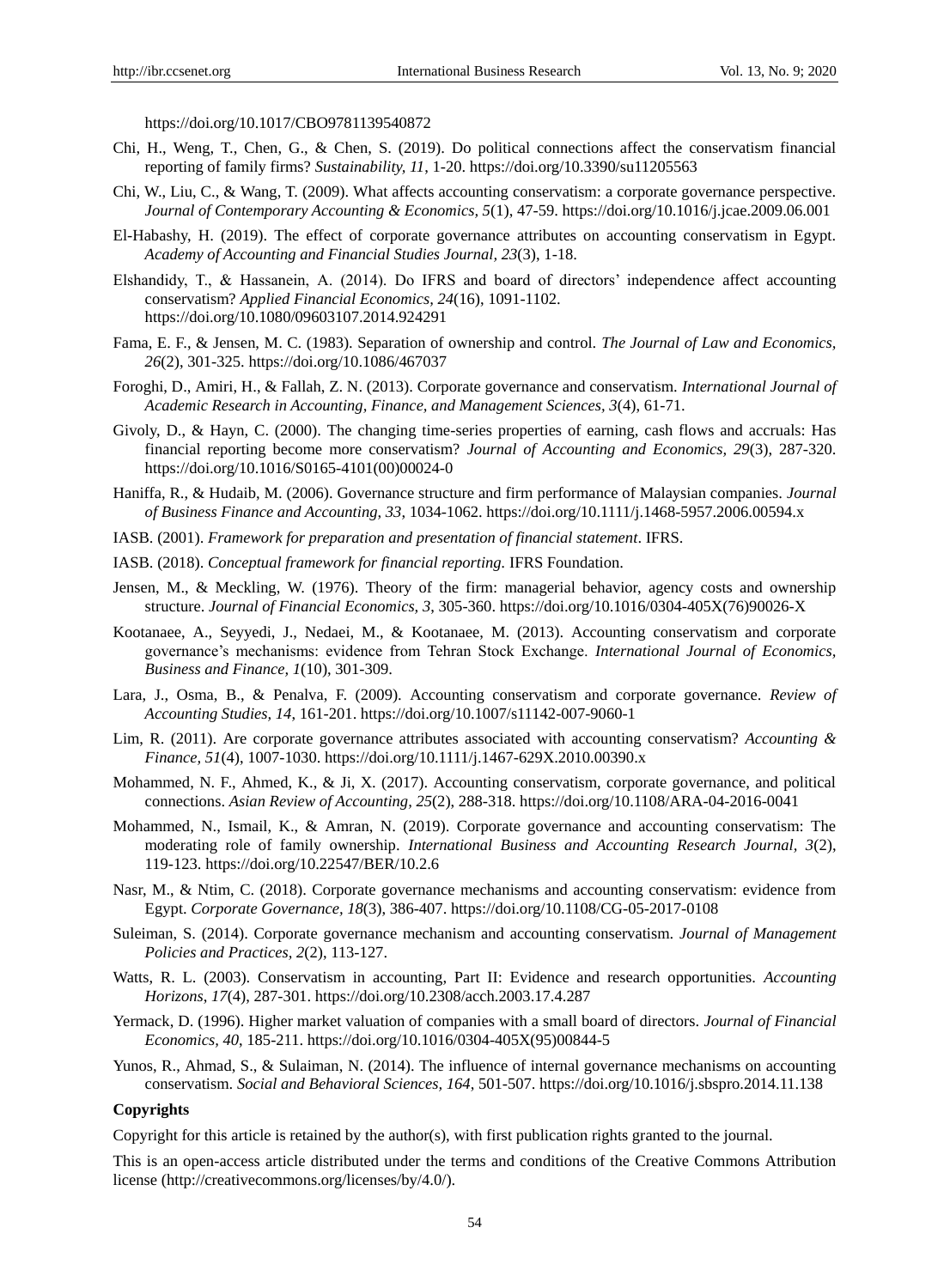https://doi.org/10.1017/CBO9781139540872

Chi, H., Weng, T., Chen, G., & Chen, S. (2019). Do political connections affect the conservatism financial reporting of family firms? *Sustainability, 11*, 1-20. https://doi.org/10.3390/su11205563

Chi, W., Liu, C., & Wang, T. (2009). What affects accounting conservatism: a corporate governance perspective. *Journal of Contemporary Accounting & Economics, 5*(1), 47-59. https://doi.org/10.1016/j.jcae.2009.06.001

El-Habashy, H. (2019). The effect of corporate governance attributes on accounting conservatism in Egypt. *Academy of Accounting and Financial Studies Journal, 23*(3), 1-18.

Elshandidy, T., & Hassanein, A. (2014). Do IFRS and board of directors' independence affect accounting conservatism? *Applied Financial Economics, 24*(16), 1091-1102. https://doi.org/10.1080/09603107.2014.924291

Fama, E. F., & Jensen, M. C. (1983). Separation of ownership and control. *The Journal of Law and Economics, 26*(2), 301-325. https://doi.org/10.1086/467037

Foroghi, D., Amiri, H., & Fallah, Z. N. (2013). Corporate governance and conservatism. *International Journal of Academic Research in Accounting, Finance, and Management Sciences, 3*(4), 61-71.

Givoly, D., & Hayn, C. (2000). The changing time-series properties of earning, cash flows and accruals: Has financial reporting become more conservatism? *Journal of Accounting and Economics, 29*(3), 287-320. https://doi.org/10.1016/S0165-4101(00)00024-0

Haniffa, R., & Hudaib, M. (2006). Governance structure and firm performance of Malaysian companies. *Journal of Business Finance and Accounting, 33*, 1034-1062. https://doi.org/10.1111/j.1468-5957.2006.00594.x

IASB. (2001). *Framework for preparation and presentation of financial statement*. IFRS.

IASB. (2018). *Conceptual framework for financial reporting.* IFRS Foundation.

Jensen, M., & Meckling, W. (1976). Theory of the firm: managerial behavior, agency costs and ownership structure. *Journal of Financial Economics, 3*, 305-360. https://doi.org/10.1016/0304-405X(76)90026-X

Kootanaee, A., Seyyedi, J., Nedaei, M., & Kootanaee, M. (2013). Accounting conservatism and corporate governance's mechanisms: evidence from Tehran Stock Exchange. *International Journal of Economics, Business and Finance, 1*(10), 301-309.

Lara, J., Osma, B., & Penalva, F. (2009). Accounting conservatism and corporate governance. *Review of Accounting Studies, 14*, 161-201. https://doi.org/10.1007/s11142-007-9060-1

Lim, R. (2011). Are corporate governance attributes associated with accounting conservatism? *Accounting & Finance, 51*(4), 1007-1030. https://doi.org/10.1111/j.1467-629X.2010.00390.x

Mohammed, N. F., Ahmed, K., & Ji, X. (2017). Accounting conservatism, corporate governance, and political connections. *Asian Review of Accounting, 25*(2), 288-318. https://doi.org/10.1108/ARA-04-2016-0041

Mohammed, N., Ismail, K., & Amran, N. (2019). Corporate governance and accounting conservatism: The moderating role of family ownership. *International Business and Accounting Research Journal, 3*(2), 119-123. https://doi.org/10.22547/BER/10.2.6

Nasr, M., & Ntim, C. (2018). Corporate governance mechanisms and accounting conservatism: evidence from Egypt. *Corporate Governance, 18*(3), 386-407. https://doi.org/10.1108/CG-05-2017-0108

Suleiman, S. (2014). Corporate governance mechanism and accounting conservatism. *Journal of Management Policies and Practices, 2*(2), 113-127.

Watts, R. L. (2003). Conservatism in accounting, Part II: Evidence and research opportunities. *Accounting Horizons, 17*(4), 287-301. https://doi.org/10.2308/acch.2003.17.4.287

Yermack, D. (1996). Higher market valuation of companies with a small board of directors. *Journal of Financial Economics, 40*, 185-211. https://doi.org/10.1016/0304-405X(95)00844-5

Yunos, R., Ahmad, S., & Sulaiman, N. (2014). The influence of internal governance mechanisms on accounting conservatism. *Social and Behavioral Sciences, 164*, 501-507. https://doi.org/10.1016/j.sbspro.2014.11.138

**Copyrights**

Copyright for this article is retained by the author(s), with first publication rights granted to the journal.

This is an open-access article distributed under the terms and conditions of the Creative Commons Attribution license (http://creativecommons.org/licenses/by/4.0/).